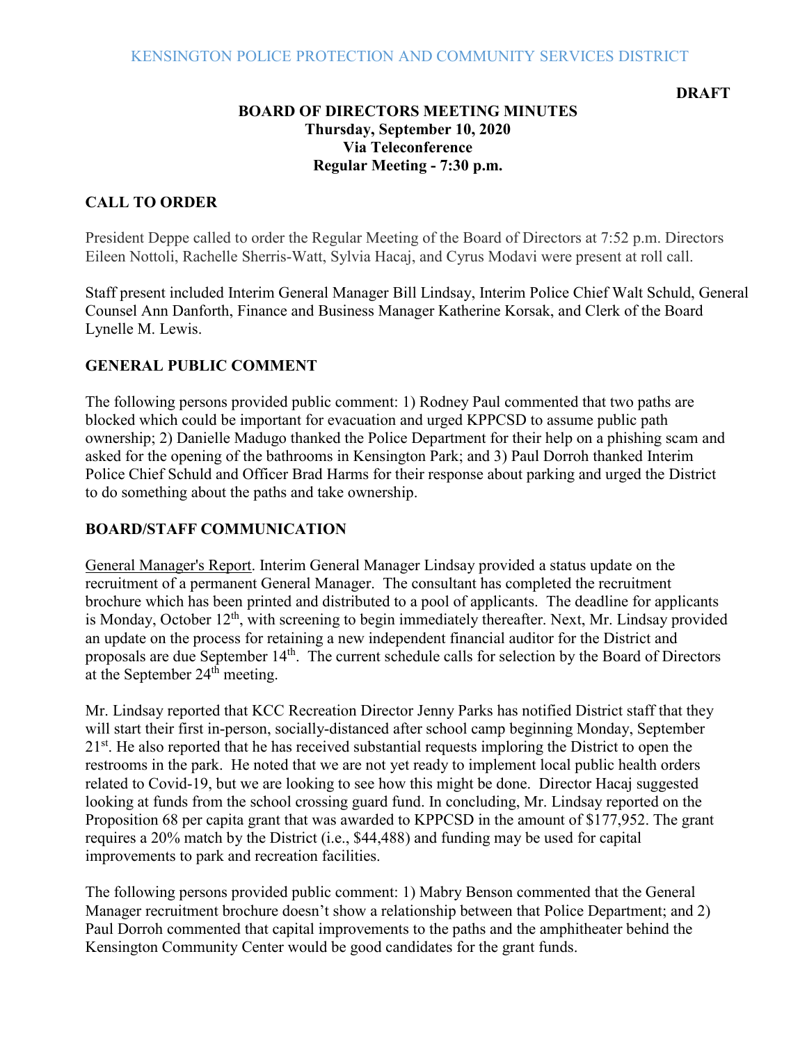KENSINGTON POLICE PROTECTION AND COMMUNITY SERVICES DISTRICT

**DRAFT**

**BOARD OF DIRECTORS MEETING MINUTES**
**Thursday, September 10, 2020**
**Via Teleconference**
**Regular Meeting - 7:30 p.m.**

## CALL TO ORDER

President Deppe called to order the Regular Meeting of the Board of Directors at 7:52 p.m. Directors Eileen Nottoli, Rachelle Sherris-Watt, Sylvia Hacaj, and Cyrus Modavi were present at roll call.

Staff present included Interim General Manager Bill Lindsay, Interim Police Chief Walt Schuld, General Counsel Ann Danforth, Finance and Business Manager Katherine Korsak, and Clerk of the Board Lynelle M. Lewis.

## GENERAL PUBLIC COMMENT

The following persons provided public comment: 1) Rodney Paul commented that two paths are blocked which could be important for evacuation and urged KPPCSD to assume public path ownership; 2) Danielle Madugo thanked the Police Department for their help on a phishing scam and asked for the opening of the bathrooms in Kensington Park; and 3) Paul Dorroh thanked Interim Police Chief Schuld and Officer Brad Harms for their response about parking and urged the District to do something about the paths and take ownership.

## BOARD/STAFF COMMUNICATION

General Manager's Report. Interim General Manager Lindsay provided a status update on the recruitment of a permanent General Manager. The consultant has completed the recruitment brochure which has been printed and distributed to a pool of applicants. The deadline for applicants is Monday, October 12th, with screening to begin immediately thereafter. Next, Mr. Lindsay provided an update on the process for retaining a new independent financial auditor for the District and proposals are due September 14th. The current schedule calls for selection by the Board of Directors at the September 24th meeting.

Mr. Lindsay reported that KCC Recreation Director Jenny Parks has notified District staff that they will start their first in-person, socially-distanced after school camp beginning Monday, September 21st. He also reported that he has received substantial requests imploring the District to open the restrooms in the park. He noted that we are not yet ready to implement local public health orders related to Covid-19, but we are looking to see how this might be done. Director Hacaj suggested looking at funds from the school crossing guard fund. In concluding, Mr. Lindsay reported on the Proposition 68 per capita grant that was awarded to KPPCSD in the amount of $177,952. The grant requires a 20% match by the District (i.e., $44,488) and funding may be used for capital improvements to park and recreation facilities.

The following persons provided public comment: 1) Mabry Benson commented that the General Manager recruitment brochure doesn't show a relationship between that Police Department; and 2) Paul Dorroh commented that capital improvements to the paths and the amphitheater behind the Kensington Community Center would be good candidates for the grant funds.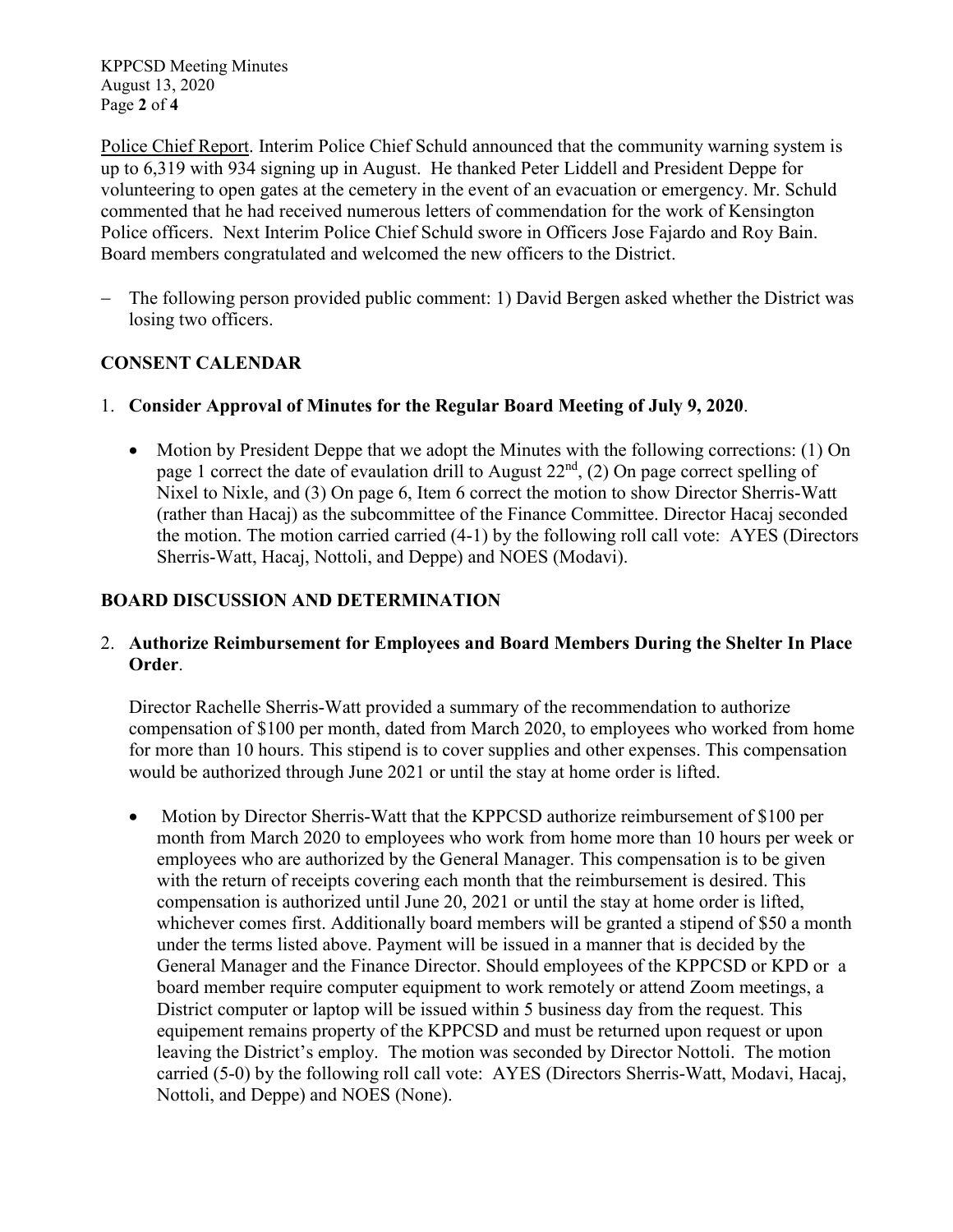Police Chief Report. Interim Police Chief Schuld announced that the community warning system is up to 6,319 with 934 signing up in August. He thanked Peter Liddell and President Deppe for volunteering to open gates at the cemetery in the event of an evacuation or emergency. Mr. Schuld commented that he had received numerous letters of commendation for the work of Kensington Police officers. Next Interim Police Chief Schuld swore in Officers Jose Fajardo and Roy Bain. Board members congratulated and welcomed the new officers to the District.

- The following person provided public comment: 1) David Bergen asked whether the District was losing two officers.

## CONSENT CALENDAR

1. **Consider Approval of Minutes for the Regular Board Meeting of July 9, 2020**.

    - Motion by President Deppe that we adopt the Minutes with the following corrections: (1) On page 1 correct the date of evaulation drill to August 22nd, (2) On page correct spelling of Nixel to Nixle, and (3) On page 6, Item 6 correct the motion to show Director Sherris-Watt (rather than Hacaj) as the subcommittee of the Finance Committee. Director Hacaj seconded the motion. The motion carried carried (4-1) by the following roll call vote: AYES (Directors Sherris-Watt, Hacaj, Nottoli, and Deppe) and NOES (Modavi).

## BOARD DISCUSSION AND DETERMINATION

2. **Authorize Reimbursement for Employees and Board Members During the Shelter In Place Order**.

    Director Rachelle Sherris-Watt provided a summary of the recommendation to authorize compensation of $100 per month, dated from March 2020, to employees who worked from home for more than 10 hours. This stipend is to cover supplies and other expenses. This compensation would be authorized through June 2021 or until the stay at home order is lifted.

    - Motion by Director Sherris-Watt that the KPPCSD authorize reimbursement of $100 per month from March 2020 to employees who work from home more than 10 hours per week or employees who are authorized by the General Manager. This compensation is to be given with the return of receipts covering each month that the reimbursement is desired. This compensation is authorized until June 20, 2021 or until the stay at home order is lifted, whichever comes first. Additionally board members will be granted a stipend of $50 a month under the terms listed above. Payment will be issued in a manner that is decided by the General Manager and the Finance Director. Should employees of the KPPCSD or KPD or a board member require computer equipment to work remotely or attend Zoom meetings, a District computer or laptop will be issued within 5 business day from the request. This equipement remains property of the KPPCSD and must be returned upon request or upon leaving the District's employ. The motion was seconded by Director Nottoli. The motion carried (5-0) by the following roll call vote: AYES (Directors Sherris-Watt, Modavi, Hacaj, Nottoli, and Deppe) and NOES (None).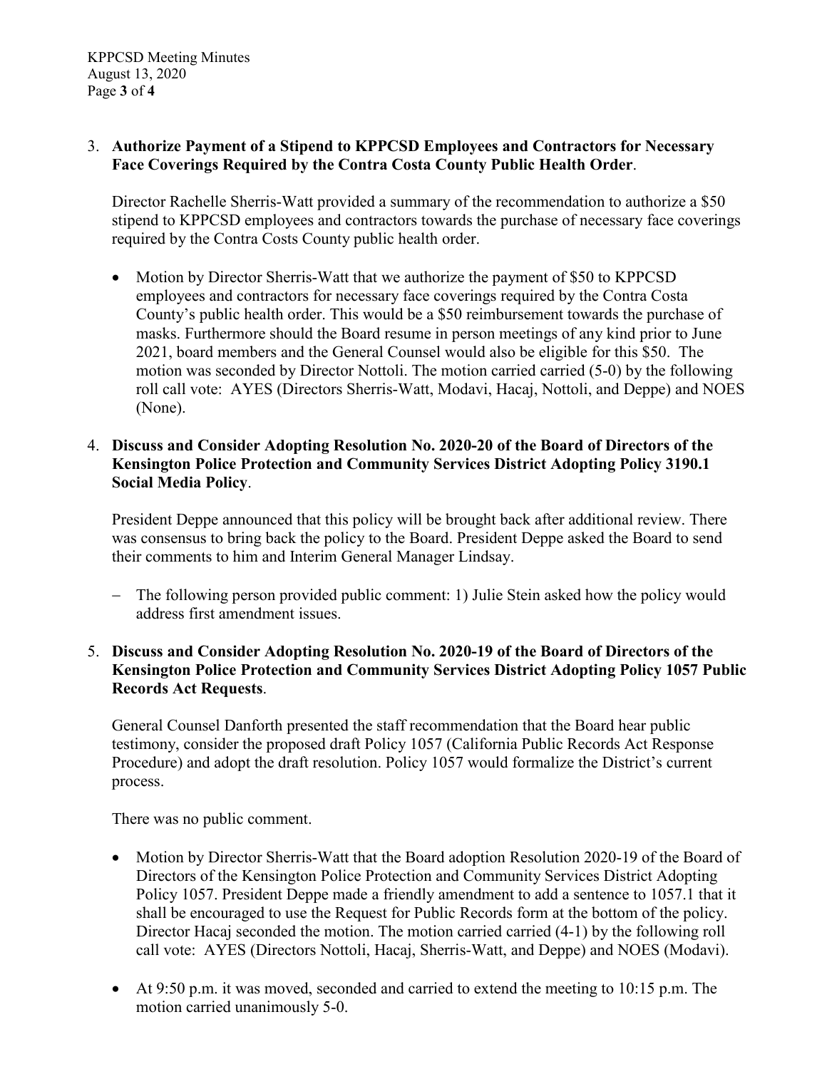3. **Authorize Payment of a Stipend to KPPCSD Employees and Contractors for Necessary Face Coverings Required by the Contra Costa County Public Health Order**.

   Director Rachelle Sherris-Watt provided a summary of the recommendation to authorize a $50 stipend to KPPCSD employees and contractors towards the purchase of necessary face coverings required by the Contra Costs County public health order.

   - Motion by Director Sherris-Watt that we authorize the payment of $50 to KPPCSD employees and contractors for necessary face coverings required by the Contra Costa County's public health order. This would be a $50 reimbursement towards the purchase of masks. Furthermore should the Board resume in person meetings of any kind prior to June 2021, board members and the General Counsel would also be eligible for this $50. The motion was seconded by Director Nottoli. The motion carried carried (5-0) by the following roll call vote: AYES (Directors Sherris-Watt, Modavi, Hacaj, Nottoli, and Deppe) and NOES (None).

4. **Discuss and Consider Adopting Resolution No. 2020-20 of the Board of Directors of the Kensington Police Protection and Community Services District Adopting Policy 3190.1 Social Media Policy**.

   President Deppe announced that this policy will be brought back after additional review. There was consensus to bring back the policy to the Board. President Deppe asked the Board to send their comments to him and Interim General Manager Lindsay.

   - The following person provided public comment: 1) Julie Stein asked how the policy would address first amendment issues.

5. **Discuss and Consider Adopting Resolution No. 2020-19 of the Board of Directors of the Kensington Police Protection and Community Services District Adopting Policy 1057 Public Records Act Requests**.

   General Counsel Danforth presented the staff recommendation that the Board hear public testimony, consider the proposed draft Policy 1057 (California Public Records Act Response Procedure) and adopt the draft resolution. Policy 1057 would formalize the District's current process.

   There was no public comment.

   - Motion by Director Sherris-Watt that the Board adoption Resolution 2020-19 of the Board of Directors of the Kensington Police Protection and Community Services District Adopting Policy 1057. President Deppe made a friendly amendment to add a sentence to 1057.1 that it shall be encouraged to use the Request for Public Records form at the bottom of the policy. Director Hacaj seconded the motion. The motion carried carried (4-1) by the following roll call vote: AYES (Directors Nottoli, Hacaj, Sherris-Watt, and Deppe) and NOES (Modavi).

   - At 9:50 p.m. it was moved, seconded and carried to extend the meeting to 10:15 p.m. The motion carried unanimously 5-0.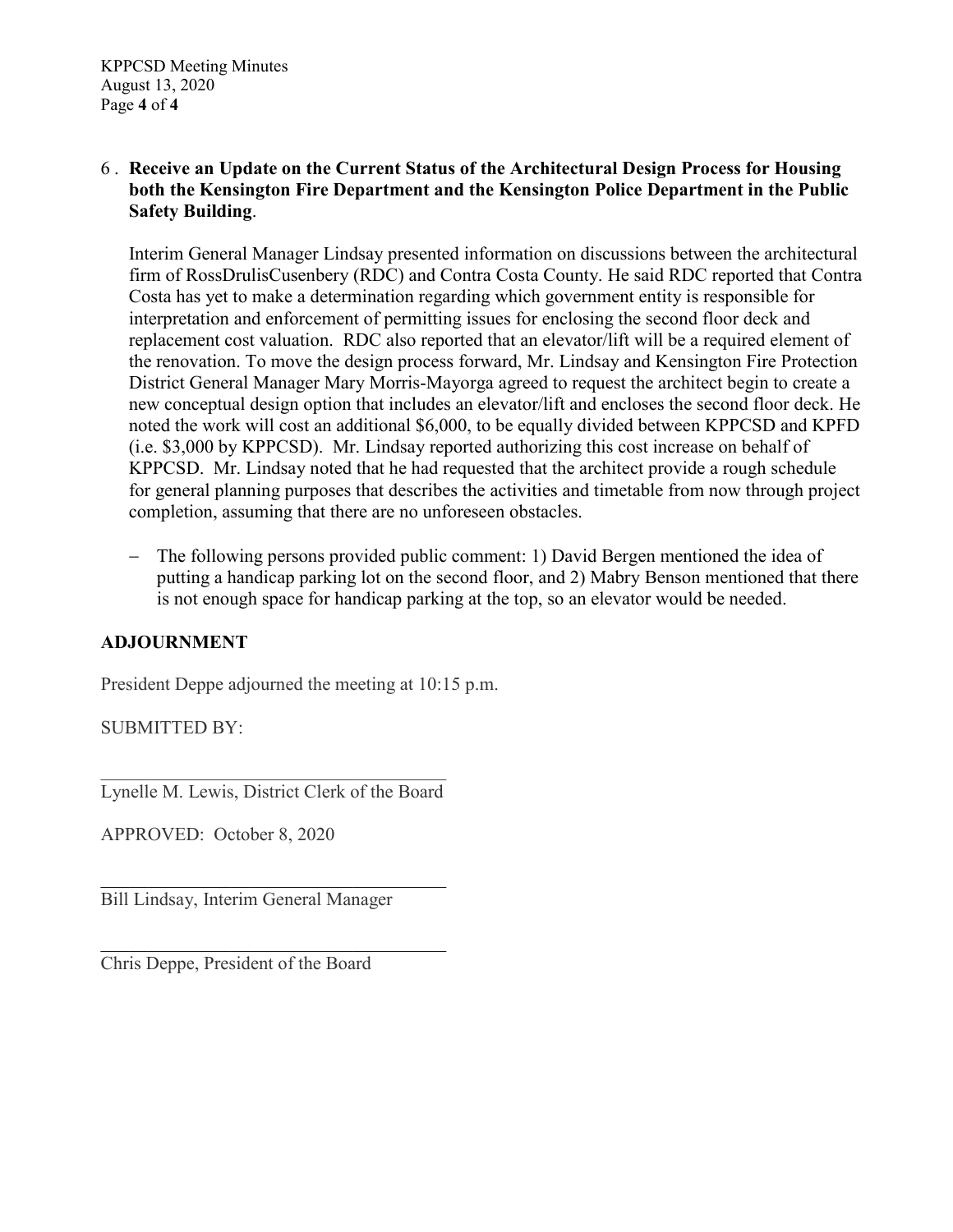6 . **Receive an Update on the Current Status of the Architectural Design Process for Housing both the Kensington Fire Department and the Kensington Police Department in the Public Safety Building**.

Interim General Manager Lindsay presented information on discussions between the architectural firm of RossDrulisCusenbery (RDC) and Contra Costa County. He said RDC reported that Contra Costa has yet to make a determination regarding which government entity is responsible for interpretation and enforcement of permitting issues for enclosing the second floor deck and replacement cost valuation. RDC also reported that an elevator/lift will be a required element of the renovation. To move the design process forward, Mr. Lindsay and Kensington Fire Protection District General Manager Mary Morris-Mayorga agreed to request the architect begin to create a new conceptual design option that includes an elevator/lift and encloses the second floor deck. He noted the work will cost an additional $6,000, to be equally divided between KPPCSD and KPFD (i.e. $3,000 by KPPCSD). Mr. Lindsay reported authorizing this cost increase on behalf of KPPCSD. Mr. Lindsay noted that he had requested that the architect provide a rough schedule for general planning purposes that describes the activities and timetable from now through project completion, assuming that there are no unforeseen obstacles.

- The following persons provided public comment: 1) David Bergen mentioned the idea of putting a handicap parking lot on the second floor, and 2) Mabry Benson mentioned that there is not enough space for handicap parking at the top, so an elevator would be needed.

**ADJOURNMENT**

President Deppe adjourned the meeting at 10:15 p.m.

SUBMITTED BY:

\_\_\_\_\_\_\_\_\_\_\_\_\_\_\_\_\_\_\_\_\_\_\_\_\_\_\_\_\_\_\_\_\_\_\_\_
Lynelle M. Lewis, District Clerk of the Board

APPROVED: October 8, 2020

\_\_\_\_\_\_\_\_\_\_\_\_\_\_\_\_\_\_\_\_\_\_\_\_\_\_\_\_\_\_\_\_\_\_\_\_
Bill Lindsay, Interim General Manager

\_\_\_\_\_\_\_\_\_\_\_\_\_\_\_\_\_\_\_\_\_\_\_\_\_\_\_\_\_\_\_\_\_\_\_\_
Chris Deppe, President of the Board